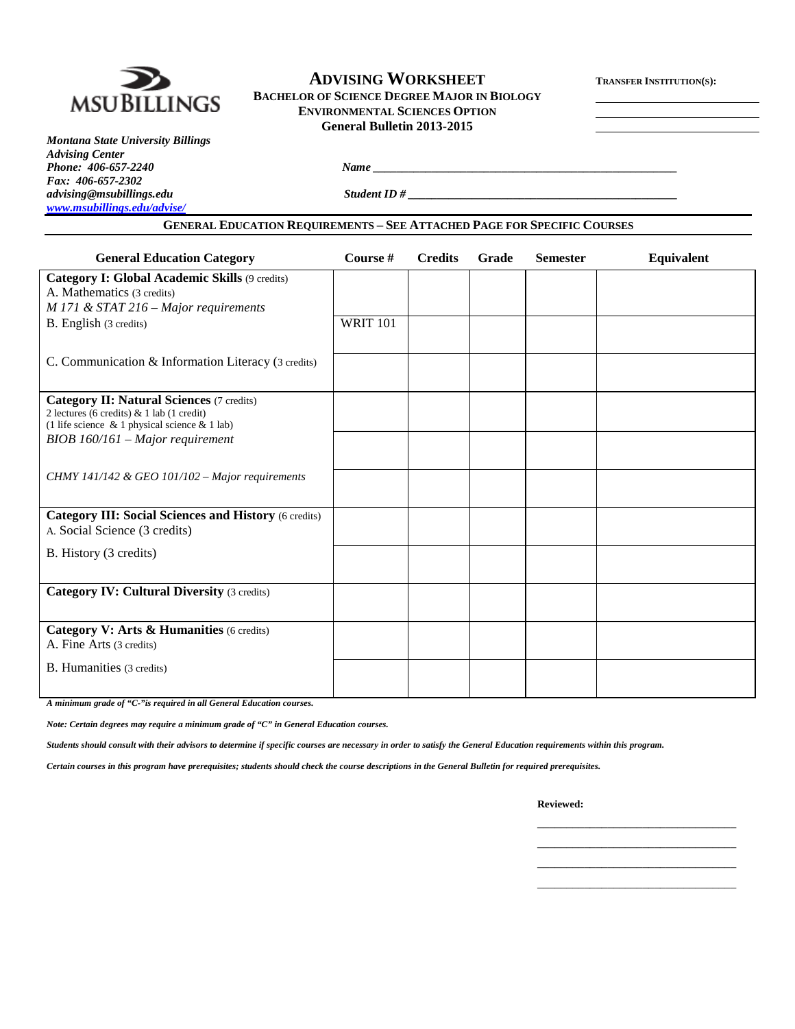MSU BILLINGS

# ADVISING WORKSHEET

**BACHELOR OF SCIENCE DEGREE MAJOR IN BIOLOGY**
**ENVIRONMENTAL SCIENCES OPTION**
**General Bulletin 2013-2015**

**TRANSFER INSTITUTION(S):**

___________________________

___________________________

___________________________

***Montana State University Billings***
***Advising Center***
***Phone: 406-657-2240***
***Fax: 406-657-2302***
***advising@msubillings.edu***
***www.msubillings.edu/advise/***

***Name*** ______________________________________________

***Student ID #*** ________________________________________

## GENERAL EDUCATION REQUIREMENTS – SEE ATTACHED PAGE FOR SPECIFIC COURSES

| General Education Category | Course # | Credits | Grade | Semester | Equivalent |
|---|---|---|---|---|---|
| **Category I: Global Academic Skills** (9 credits)<br>A. Mathematics (3 credits)<br>*M 171 & STAT 216 – Major requirements* | | | | | |
| B. English (3 credits) | WRIT 101 | | | | |
| C. Communication & Information Literacy (3 credits) | | | | | |
| **Category II: Natural Sciences** (7 credits)<br>2 lectures (6 credits) & 1 lab (1 credit)<br>(1 life science & 1 physical science & 1 lab) | | | | | |
| *BIOB 160/161 – Major requirement* | | | | | |
| *CHMY 141/142 & GEO 101/102 – Major requirements* | | | | | |
| **Category III: Social Sciences and History** (6 credits)<br>A. Social Science (3 credits) | | | | | |
| B. History (3 credits) | | | | | |
| **Category IV: Cultural Diversity** (3 credits) | | | | | |
| **Category V: Arts & Humanities** (6 credits)<br>A. Fine Arts (3 credits) | | | | | |
| B. Humanities (3 credits) | | | | | |

***A minimum grade of "C-"is required in all General Education courses.***

***Note: Certain degrees may require a minimum grade of "C" in General Education courses.***

***Students should consult with their advisors to determine if specific courses are necessary in order to satisfy the General Education requirements within this program.***

***Certain courses in this program have prerequisites; students should check the course descriptions in the General Bulletin for required prerequisites.***

**Reviewed:**

___________________________

___________________________

___________________________

___________________________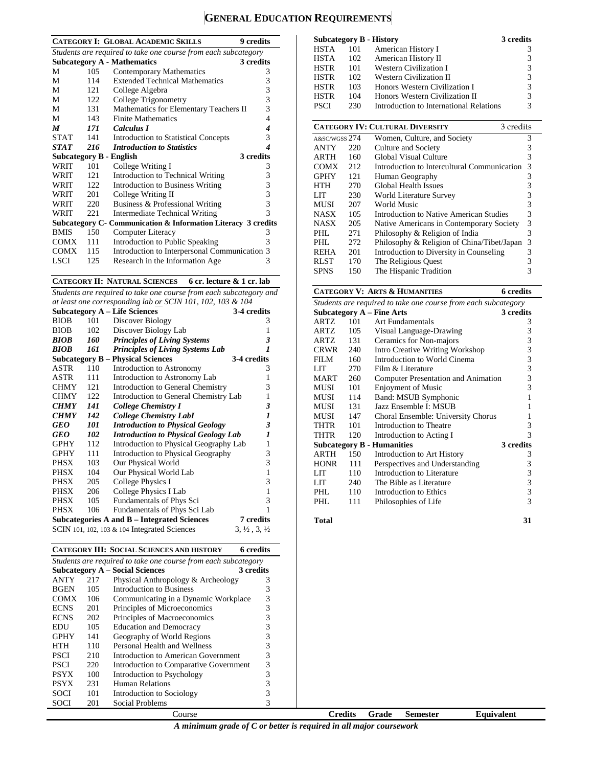# GENERAL EDUCATION REQUIREMENTS

## CATEGORY I: GLOBAL ACADEMIC SKILLS — 9 credits

*Students are required to take one course from each subcategory*

| Subcategory A - Mathematics | | | 3 credits |
|---|---|---|---|
| M | 105 | Contemporary Mathematics | 3 |
| M | 114 | Extended Technical Mathematics | 3 |
| M | 121 | College Algebra | 3 |
| M | 122 | College Trigonometry | 3 |
| M | 131 | Mathematics for Elementary Teachers II | 3 |
| M | 143 | Finite Mathematics | 4 |
| ***M*** | ***171*** | ***Calculus I*** | ***4*** |
| STAT | 141 | Introduction to Statistical Concepts | 3 |
| ***STAT*** | ***216*** | ***Introduction to Statistics*** | ***4*** |
| **Subcategory B - English** | | | **3 credits** |
| WRIT | 101 | College Writing I | 3 |
| WRIT | 121 | Introduction to Technical Writing | 3 |
| WRIT | 122 | Introduction to Business Writing | 3 |
| WRIT | 201 | College Writing II | 3 |
| WRIT | 220 | Business & Professional Writing | 3 |
| WRIT | 221 | Intermediate Technical Writing | 3 |
| **Subcategory C- Communication & Information Literacy** | | | **3 credits** |
| BMIS | 150 | Computer Literacy | 3 |
| COMX | 111 | Introduction to Public Speaking | 3 |
| COMX | 115 | Introduction to Interpersonal Communication | 3 |
| LSCI | 125 | Research in the Information Age | 3 |

## CATEGORY II: NATURAL SCIENCES — 6 cr. lecture & 1 cr. lab

*Students are required to take one course from each subcategory and at least one corresponding lab or SCIN 101, 102, 103 & 104*

| Subcategory A – Life Sciences | | | 3-4 credits |
|---|---|---|---|
| BIOB | 101 | Discover Biology | 3 |
| BIOB | 102 | Discover Biology Lab | 1 |
| ***BIOB*** | ***160*** | ***Principles of Living Systems*** | ***3*** |
| ***BIOB*** | ***161*** | ***Principles of Living Systems Lab*** | ***1*** |
| **Subcategory B – Physical Sciences** | | | **3-4 credits** |
| ASTR | 110 | Introduction to Astronomy | 3 |
| ASTR | 111 | Introduction to Astronomy Lab | 1 |
| CHMY | 121 | Introduction to General Chemistry | 3 |
| CHMY | 122 | Introduction to General Chemistry Lab | 1 |
| ***CHMY*** | ***141*** | ***College Chemistry I*** | ***3*** |
| ***CHMY*** | ***142*** | ***College Chemistry LabI*** | ***1*** |
| ***GEO*** | ***101*** | ***Introduction to Physical Geology*** | ***3*** |
| ***GEO*** | ***102*** | ***Introduction to Physical Geology Lab*** | ***1*** |
| GPHY | 112 | Introduction to Physical Geography Lab | 1 |
| GPHY | 111 | Introduction to Physical Geography | 3 |
| PHSX | 103 | Our Physical World | 3 |
| PHSX | 104 | Our Physical World Lab | 1 |
| PHSX | 205 | College Physics I | 3 |
| PHSX | 206 | College Physics I Lab | 1 |
| PHSX | 105 | Fundamentals of Phys Sci | 3 |
| PHSX | 106 | Fundamentals of Phys Sci Lab | 1 |
| **Subcategories A and B – Integrated Sciences** | | | **7 credits** |
| SCIN 101, 102, 103 & 104 Integrated Sciences | | | 3, ½ , 3, ½ |

## CATEGORY III: SOCIAL SCIENCES AND HISTORY — 6 credits

*Students are required to take one course from each subcategory*

| Subcategory A – Social Sciences | | | 3 credits |
|---|---|---|---|
| ANTY | 217 | Physical Anthropology & Archeology | 3 |
| BGEN | 105 | Introduction to Business | 3 |
| COMX | 106 | Communicating in a Dynamic Workplace | 3 |
| ECNS | 201 | Principles of Microeconomics | 3 |
| ECNS | 202 | Principles of Macroeconomics | 3 |
| EDU | 105 | Education and Democracy | 3 |
| GPHY | 141 | Geography of World Regions | 3 |
| HTH | 110 | Personal Health and Wellness | 3 |
| PSCI | 210 | Introduction to American Government | 3 |
| PSCI | 220 | Introduction to Comparative Government | 3 |
| PSYX | 100 | Introduction to Psychology | 3 |
| PSYX | 231 | Human Relations | 3 |
| SOCI | 101 | Introduction to Sociology | 3 |
| SOCI | 201 | Social Problems | 3 |
| **Subcategory B - History** | | | **3 credits** |
| HSTA | 101 | American History I | 3 |
| HSTA | 102 | American History II | 3 |
| HSTR | 101 | Western Civilization I | 3 |
| HSTR | 102 | Western Civilization II | 3 |
| HSTR | 103 | Honors Western Civilization I | 3 |
| HSTR | 104 | Honors Western Civilization II | 3 |
| PSCI | 230 | Introduction to International Relations | 3 |

## CATEGORY IV: CULTURAL DIVERSITY — 3 credits

| | | | |
|---|---|---|---|
| A&SC/WGSS | 274 | Women, Culture, and Society | 3 |
| ANTY | 220 | Culture and Society | 3 |
| ARTH | 160 | Global Visual Culture | 3 |
| COMX | 212 | Introduction to Intercultural Communication | 3 |
| GPHY | 121 | Human Geography | 3 |
| HTH | 270 | Global Health Issues | 3 |
| LIT | 230 | World Literature Survey | 3 |
| MUSI | 207 | World Music | 3 |
| NASX | 105 | Introduction to Native American Studies | 3 |
| NASX | 205 | Native Americans in Contemporary Society | 3 |
| PHL | 271 | Philosophy & Religion of India | 3 |
| PHL | 272 | Philosophy & Religion of China/Tibet/Japan | 3 |
| REHA | 201 | Introduction to Diversity in Counseling | 3 |
| RLST | 170 | The Religious Quest | 3 |
| SPNS | 150 | The Hispanic Tradition | 3 |

## CATEGORY V: ARTS & HUMANITIES — 6 credits

*Students are required to take one course from each subcategory*

| Subcategory A – Fine Arts | | | 3 credits |
|---|---|---|---|
| ARTZ | 101 | Art Fundamentals | 3 |
| ARTZ | 105 | Visual Language-Drawing | 3 |
| ARTZ | 131 | Ceramics for Non-majors | 3 |
| CRWR | 240 | Intro Creative Writing Workshop | 3 |
| FILM | 160 | Introduction to World Cinema | 3 |
| LIT | 270 | Film & Literature | 3 |
| MART | 260 | Computer Presentation and Animation | 3 |
| MUSI | 101 | Enjoyment of Music | 3 |
| MUSI | 114 | Band: MSUB Symphonic | 1 |
| MUSI | 131 | Jazz Ensemble I: MSUB | 1 |
| MUSI | 147 | Choral Ensemble: University Chorus | 1 |
| THTR | 101 | Introduction to Theatre | 3 |
| THTR | 120 | Introduction to Acting I | 3 |
| **Subcategory B - Humanities** | | | **3 credits** |
| ARTH | 150 | Introduction to Art History | 3 |
| HONR | 111 | Perspectives and Understanding | 3 |
| LIT | 110 | Introduction to Literature | 3 |
| LIT | 240 | The Bible as Literature | 3 |
| PHL | 110 | Introduction to Ethics | 3 |
| PHL | 111 | Philosophies of Life | 3 |

**Total** — **31**

| Course | Credits | Grade | Semester | Equivalent |
|---|---|---|---|---|

***A minimum grade of C or better is required in all major coursework***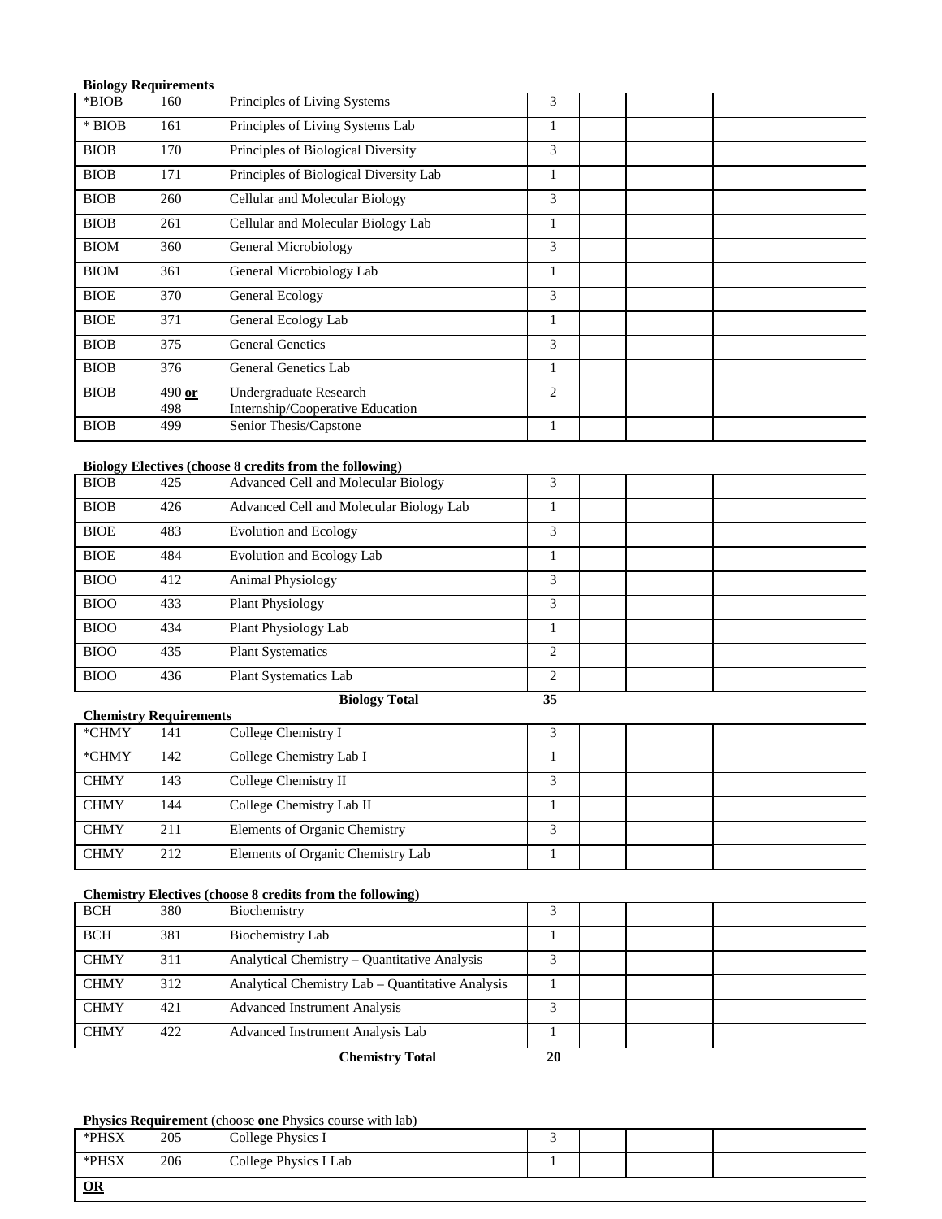**Biology Requirements**

| | | | | | | |
|---|---|---|---|---|---|---|
| *BIOB | 160 | Principles of Living Systems | 3 | | | |
| * BIOB | 161 | Principles of Living Systems Lab | 1 | | | |
| BIOB | 170 | Principles of Biological Diversity | 3 | | | |
| BIOB | 171 | Principles of Biological Diversity Lab | 1 | | | |
| BIOB | 260 | Cellular and Molecular Biology | 3 | | | |
| BIOB | 261 | Cellular and Molecular Biology Lab | 1 | | | |
| BIOM | 360 | General Microbiology | 3 | | | |
| BIOM | 361 | General Microbiology Lab | 1 | | | |
| BIOE | 370 | General Ecology | 3 | | | |
| BIOE | 371 | General Ecology Lab | 1 | | | |
| BIOB | 375 | General Genetics | 3 | | | |
| BIOB | 376 | General Genetics Lab | 1 | | | |
| BIOB | 490 **or** 498 | Undergraduate Research Internship/Cooperative Education | 2 | | | |
| BIOB | 499 | Senior Thesis/Capstone | 1 | | | |

**Biology Electives (choose 8 credits from the following)**

| | | | | | | |
|---|---|---|---|---|---|---|
| BIOB | 425 | Advanced Cell and Molecular Biology | 3 | | | |
| BIOB | 426 | Advanced Cell and Molecular Biology Lab | 1 | | | |
| BIOE | 483 | Evolution and Ecology | 3 | | | |
| BIOE | 484 | Evolution and Ecology Lab | 1 | | | |
| BIOO | 412 | Animal Physiology | 3 | | | |
| BIOO | 433 | Plant Physiology | 3 | | | |
| BIOO | 434 | Plant Physiology Lab | 1 | | | |
| BIOO | 435 | Plant Systematics | 2 | | | |
| BIOO | 436 | Plant Systematics Lab | 2 | | | |
| | | **Biology Total** | **35** | | | |

**Chemistry Requirements**

| | | | | | | |
|---|---|---|---|---|---|---|
| *CHMY | 141 | College Chemistry I | 3 | | | |
| *CHMY | 142 | College Chemistry Lab I | 1 | | | |
| CHMY | 143 | College Chemistry II | 3 | | | |
| CHMY | 144 | College Chemistry Lab II | 1 | | | |
| CHMY | 211 | Elements of Organic Chemistry | 3 | | | |
| CHMY | 212 | Elements of Organic Chemistry Lab | 1 | | | |

**Chemistry Electives (choose 8 credits from the following)**

| | | | | | | |
|---|---|---|---|---|---|---|
| BCH | 380 | Biochemistry | 3 | | | |
| BCH | 381 | Biochemistry Lab | 1 | | | |
| CHMY | 311 | Analytical Chemistry – Quantitative Analysis | 3 | | | |
| CHMY | 312 | Analytical Chemistry Lab – Quantitative Analysis | 1 | | | |
| CHMY | 421 | Advanced Instrument Analysis | 3 | | | |
| CHMY | 422 | Advanced Instrument Analysis Lab | 1 | | | |
| | | **Chemistry Total** | **20** | | | |

**Physics Requirement** (choose **one** Physics course with lab)

| | | | | | | |
|---|---|---|---|---|---|---|
| *PHSX | 205 | College Physics I | 3 | | | |
| *PHSX | 206 | College Physics I Lab | 1 | | | |
| **OR** | | | | | | |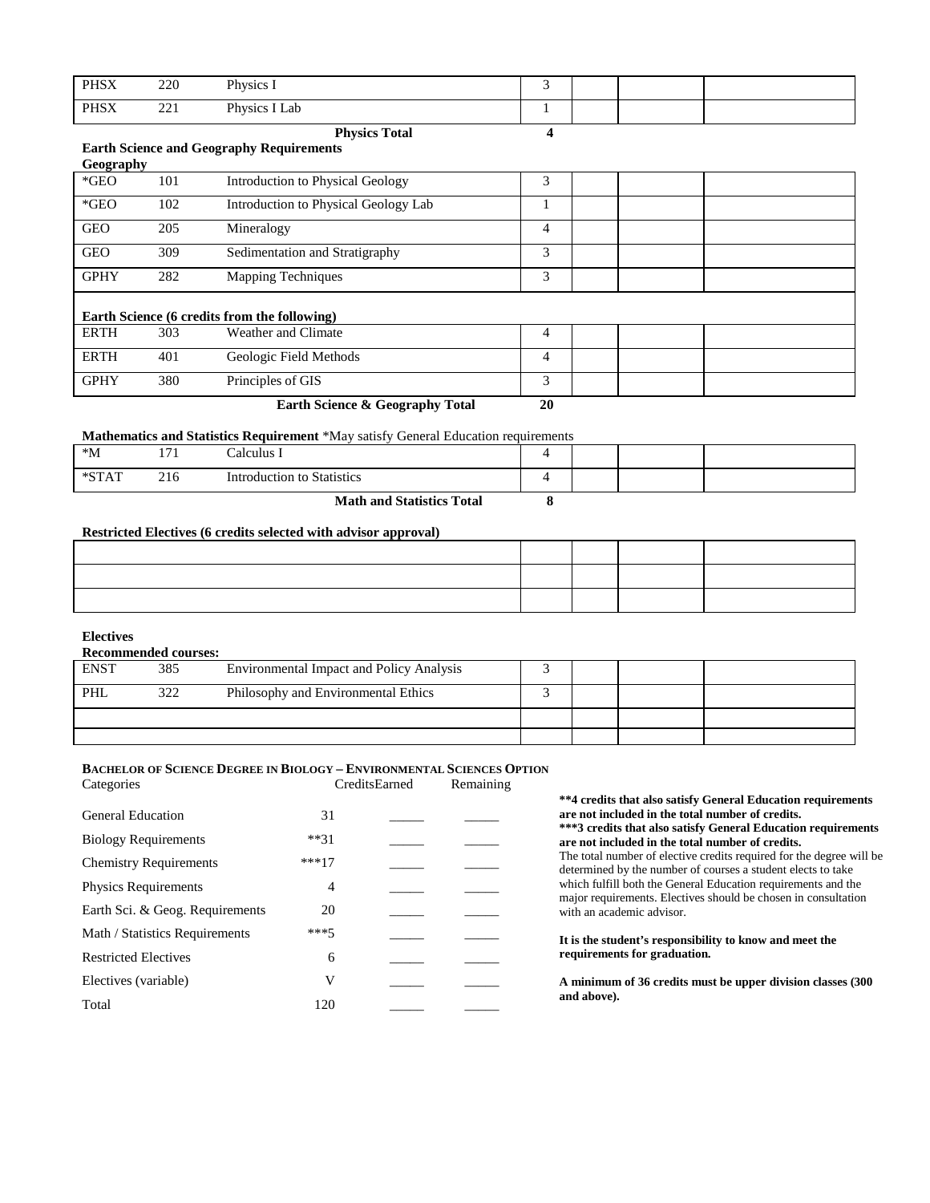| | | | | | | |
|---|---|---|---|---|---|---|
| PHSX | 220 | Physics I | 3 | | | |
| PHSX | 221 | Physics I Lab | 1 | | | |

**Physics Total** **4**

**Earth Science and Geography Requirements**

**Geography**

| | | | | | | |
|---|---|---|---|---|---|---|
| *GEO | 101 | Introduction to Physical Geology | 3 | | | |
| *GEO | 102 | Introduction to Physical Geology Lab | 1 | | | |
| GEO | 205 | Mineralogy | 4 | | | |
| GEO | 309 | Sedimentation and Stratigraphy | 3 | | | |
| GPHY | 282 | Mapping Techniques | 3 | | | |

**Earth Science (6 credits from the following)**

| | | | | | | |
|---|---|---|---|---|---|---|
| ERTH | 303 | Weather and Climate | 4 | | | |
| ERTH | 401 | Geologic Field Methods | 4 | | | |
| GPHY | 380 | Principles of GIS | 3 | | | |

**Earth Science & Geography Total** **20**

**Mathematics and Statistics Requirement** *May satisfy General Education requirements

| | | | | | | |
|---|---|---|---|---|---|---|
| *M | 171 | Calculus I | 4 | | | |
| *STAT | 216 | Introduction to Statistics | 4 | | | |

**Math and Statistics Total** **8**

**Restricted Electives (6 credits selected with advisor approval)**

| | | | | |
|---|---|---|---|---|
| | | | | |
| | | | | |
| | | | | |

**Electives**

**Recommended courses:**

| | | | | | | |
|---|---|---|---|---|---|---|
| ENST | 385 | Environmental Impact and Policy Analysis | 3 | | | |
| PHL | 322 | Philosophy and Environmental Ethics | 3 | | | |
| | | | | | | |
| | | | | | | |

**BACHELOR OF SCIENCE DEGREE IN BIOLOGY – ENVIRONMENTAL SCIENCES OPTION**

| Categories | Credits | Earned | Remaining |
|---|---|---|---|
| General Education | 31 | _____ | _____ |
| Biology Requirements | **31 | _____ | _____ |
| Chemistry Requirements | ***17 | _____ | _____ |
| Physics Requirements | 4 | _____ | _____ |
| Earth Sci. & Geog. Requirements | 20 | _____ | _____ |
| Math / Statistics Requirements | ***5 | _____ | _____ |
| Restricted Electives | 6 | _____ | _____ |
| Electives (variable) | V | _____ | _____ |
| Total | 120 | _____ | _____ |

**\*\*4 credits that also satisfy General Education requirements are not included in the total number of credits.**
**\*\*\*3 credits that also satisfy General Education requirements are not included in the total number of credits.**
The total number of elective credits required for the degree will be determined by the number of courses a student elects to take which fulfill both the General Education requirements and the major requirements. Electives should be chosen in consultation with an academic advisor.

**It is the student's responsibility to know and meet the requirements for graduation.**

**A minimum of 36 credits must be upper division classes (300 and above).**